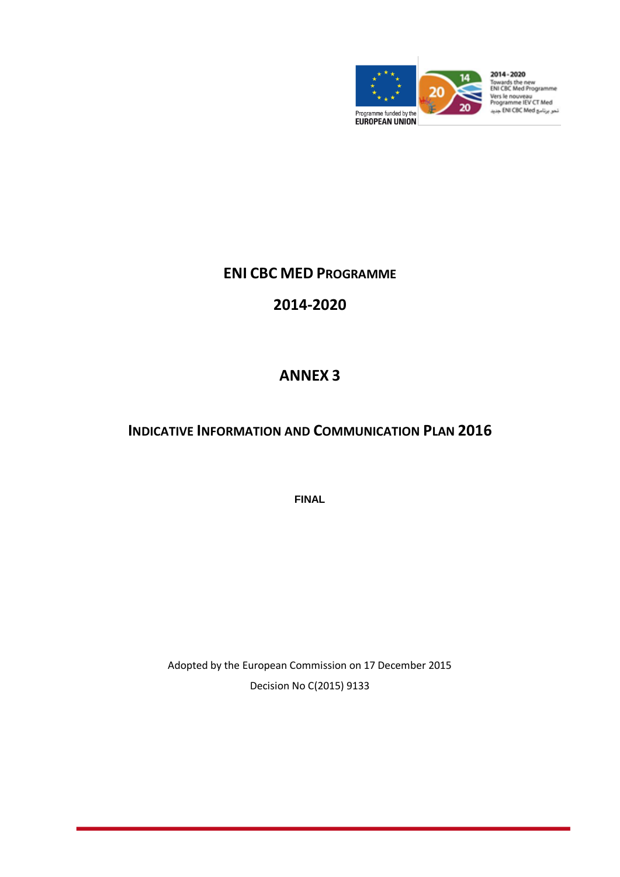# ENI CBC MED PROGRAMME

# 2014-2020

## ANNEX 3

## INDICATIVE INFORMATION AND COMMUNICATION PLAN 2016

**FINAL**

Adopted by the European Commission on 17 December 2015

Decision No C(2015) 9133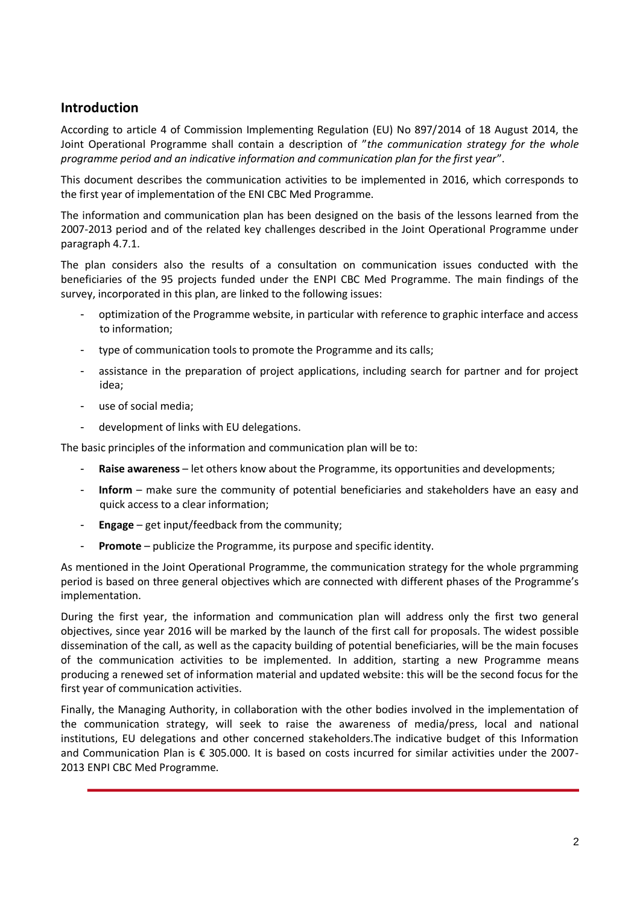## Introduction

According to article 4 of Commission Implementing Regulation (EU) No 897/2014 of 18 August 2014, the Joint Operational Programme shall contain a description of "*the communication strategy for the whole programme period and an indicative information and communication plan for the first year*".

This document describes the communication activities to be implemented in 2016, which corresponds to the first year of implementation of the ENI CBC Med Programme.

The information and communication plan has been designed on the basis of the lessons learned from the 2007-2013 period and of the related key challenges described in the Joint Operational Programme under paragraph 4.7.1.

The plan considers also the results of a consultation on communication issues conducted with the beneficiaries of the 95 projects funded under the ENPI CBC Med Programme. The main findings of the survey, incorporated in this plan, are linked to the following issues:

- optimization of the Programme website, in particular with reference to graphic interface and access to information;
- type of communication tools to promote the Programme and its calls;
- assistance in the preparation of project applications, including search for partner and for project idea;
- use of social media;
- development of links with EU delegations.

The basic principles of the information and communication plan will be to:

- **Raise awareness** – let others know about the Programme, its opportunities and developments;
- **Inform** – make sure the community of potential beneficiaries and stakeholders have an easy and quick access to a clear information;
- **Engage** – get input/feedback from the community;
- **Promote** – publicize the Programme, its purpose and specific identity.

As mentioned in the Joint Operational Programme, the communication strategy for the whole prgramming period is based on three general objectives which are connected with different phases of the Programme's implementation.

During the first year, the information and communication plan will address only the first two general objectives, since year 2016 will be marked by the launch of the first call for proposals. The widest possible dissemination of the call, as well as the capacity building of potential beneficiaries, will be the main focuses of the communication activities to be implemented. In addition, starting a new Programme means producing a renewed set of information material and updated website: this will be the second focus for the first year of communication activities.

Finally, the Managing Authority, in collaboration with the other bodies involved in the implementation of the communication strategy, will seek to raise the awareness of media/press, local and national institutions, EU delegations and other concerned stakeholders.The indicative budget of this Information and Communication Plan is € 305.000. It is based on costs incurred for similar activities under the 2007-2013 ENPI CBC Med Programme.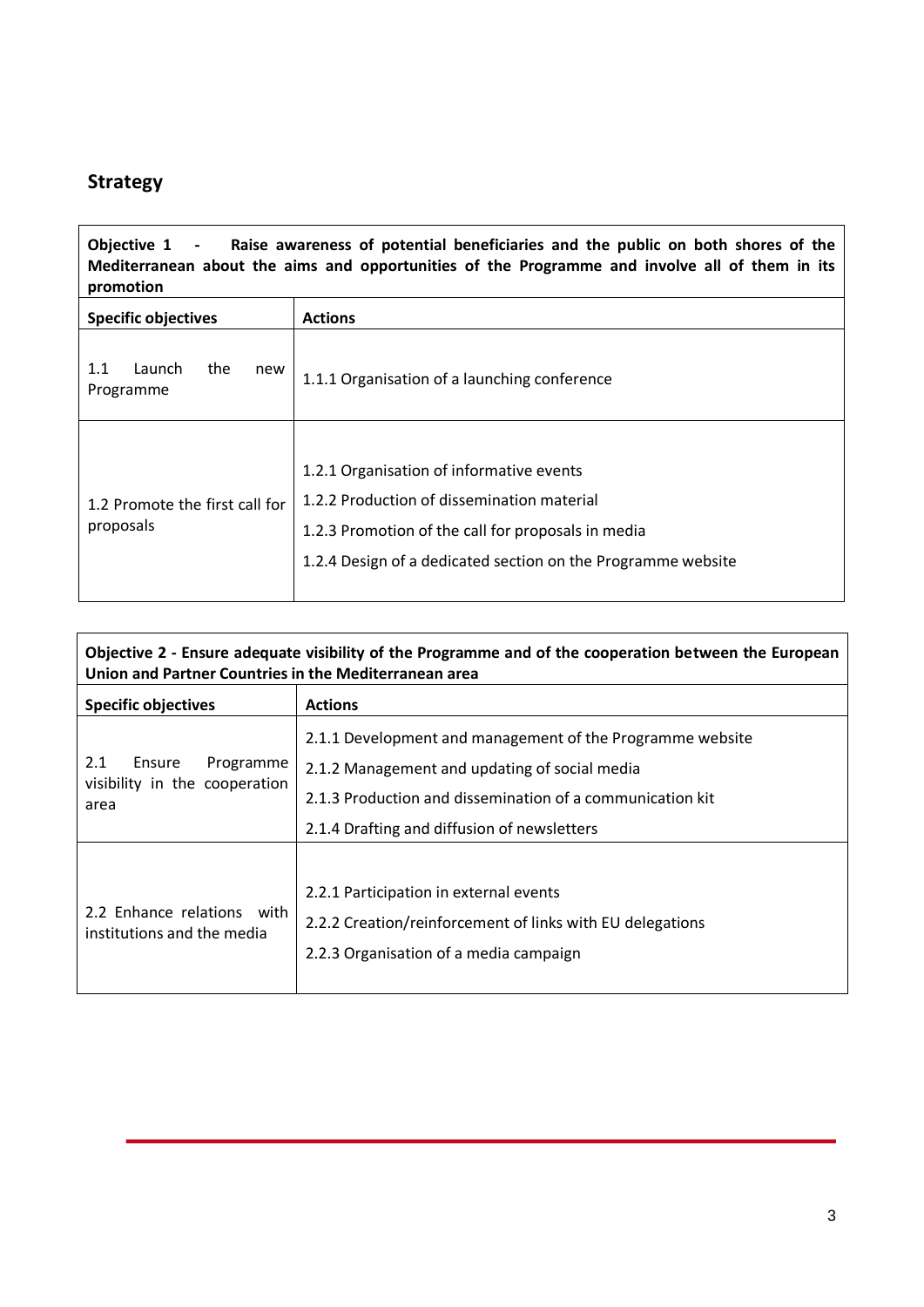## Strategy

| **Objective 1 - Raise awareness of potential beneficiaries and the public on both shores of the Mediterranean about the aims and opportunities of the Programme and involve all of them in its promotion** | |
|---|---|
| **Specific objectives** | **Actions** |
| 1.1 Launch the new Programme | 1.1.1 Organisation of a launching conference |
| 1.2 Promote the first call for proposals | 1.2.1 Organisation of informative events<br>1.2.2 Production of dissemination material<br>1.2.3 Promotion of the call for proposals in media<br>1.2.4 Design of a dedicated section on the Programme website |

| **Objective 2 - Ensure adequate visibility of the Programme and of the cooperation between the European Union and Partner Countries in the Mediterranean area** | |
|---|---|
| **Specific objectives** | **Actions** |
| 2.1 Ensure Programme visibility in the cooperation area | 2.1.1 Development and management of the Programme website<br>2.1.2 Management and updating of social media<br>2.1.3 Production and dissemination of a communication kit<br>2.1.4 Drafting and diffusion of newsletters |
| 2.2 Enhance relations with institutions and the media | 2.2.1 Participation in external events<br>2.2.2 Creation/reinforcement of links with EU delegations<br>2.2.3 Organisation of a media campaign |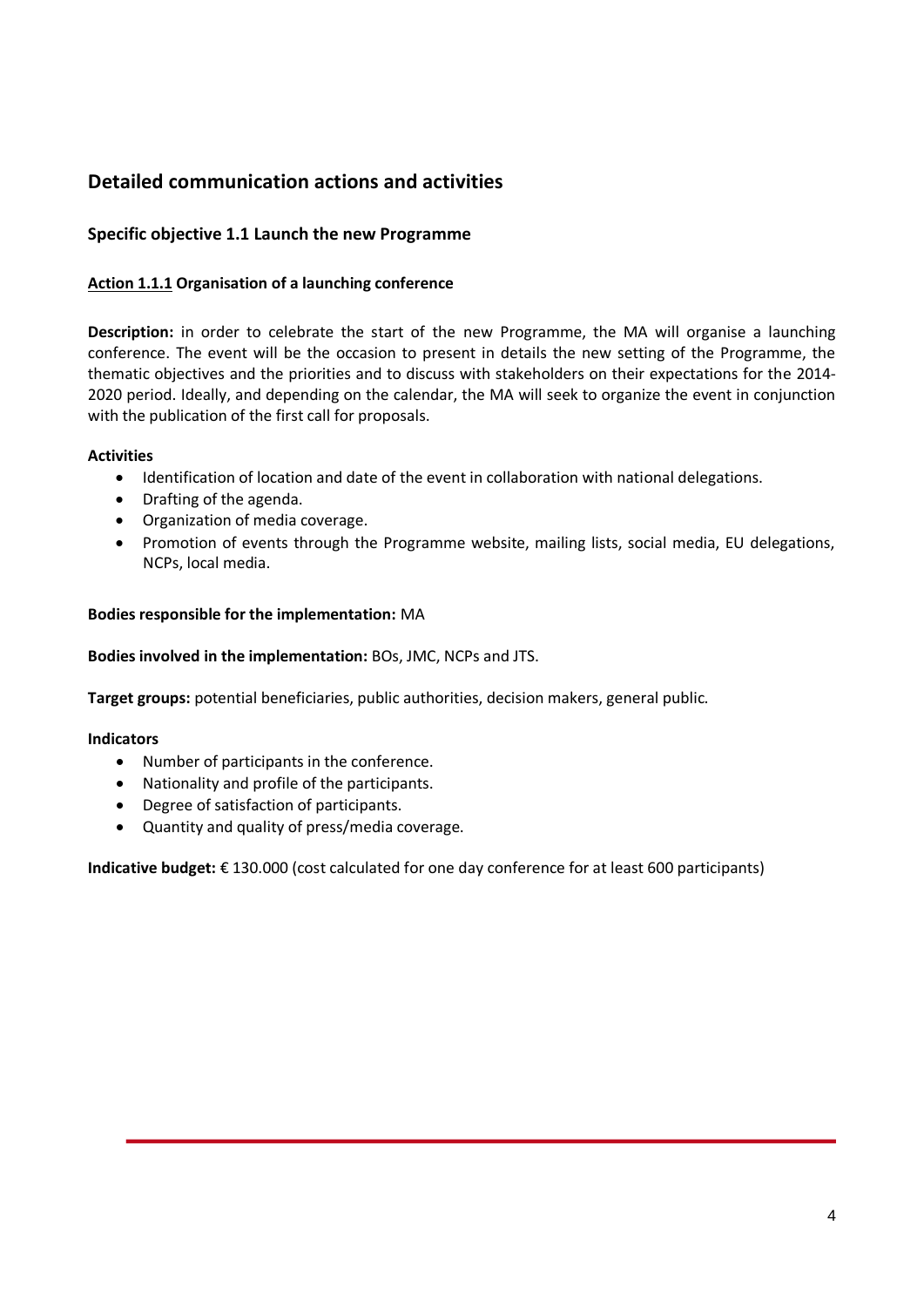## Detailed communication actions and activities

### Specific objective 1.1 Launch the new Programme

#### Action 1.1.1 Organisation of a launching conference

**Description:** in order to celebrate the start of the new Programme, the MA will organise a launching conference. The event will be the occasion to present in details the new setting of the Programme, the thematic objectives and the priorities and to discuss with stakeholders on their expectations for the 2014-2020 period. Ideally, and depending on the calendar, the MA will seek to organize the event in conjunction with the publication of the first call for proposals.

**Activities**

- Identification of location and date of the event in collaboration with national delegations.
- Drafting of the agenda.
- Organization of media coverage.
- Promotion of events through the Programme website, mailing lists, social media, EU delegations, NCPs, local media.

**Bodies responsible for the implementation:** MA

**Bodies involved in the implementation:** BOs, JMC, NCPs and JTS.

**Target groups:** potential beneficiaries, public authorities, decision makers, general public.

**Indicators**

- Number of participants in the conference.
- Nationality and profile of the participants.
- Degree of satisfaction of participants.
- Quantity and quality of press/media coverage.

**Indicative budget:** € 130.000 (cost calculated for one day conference for at least 600 participants)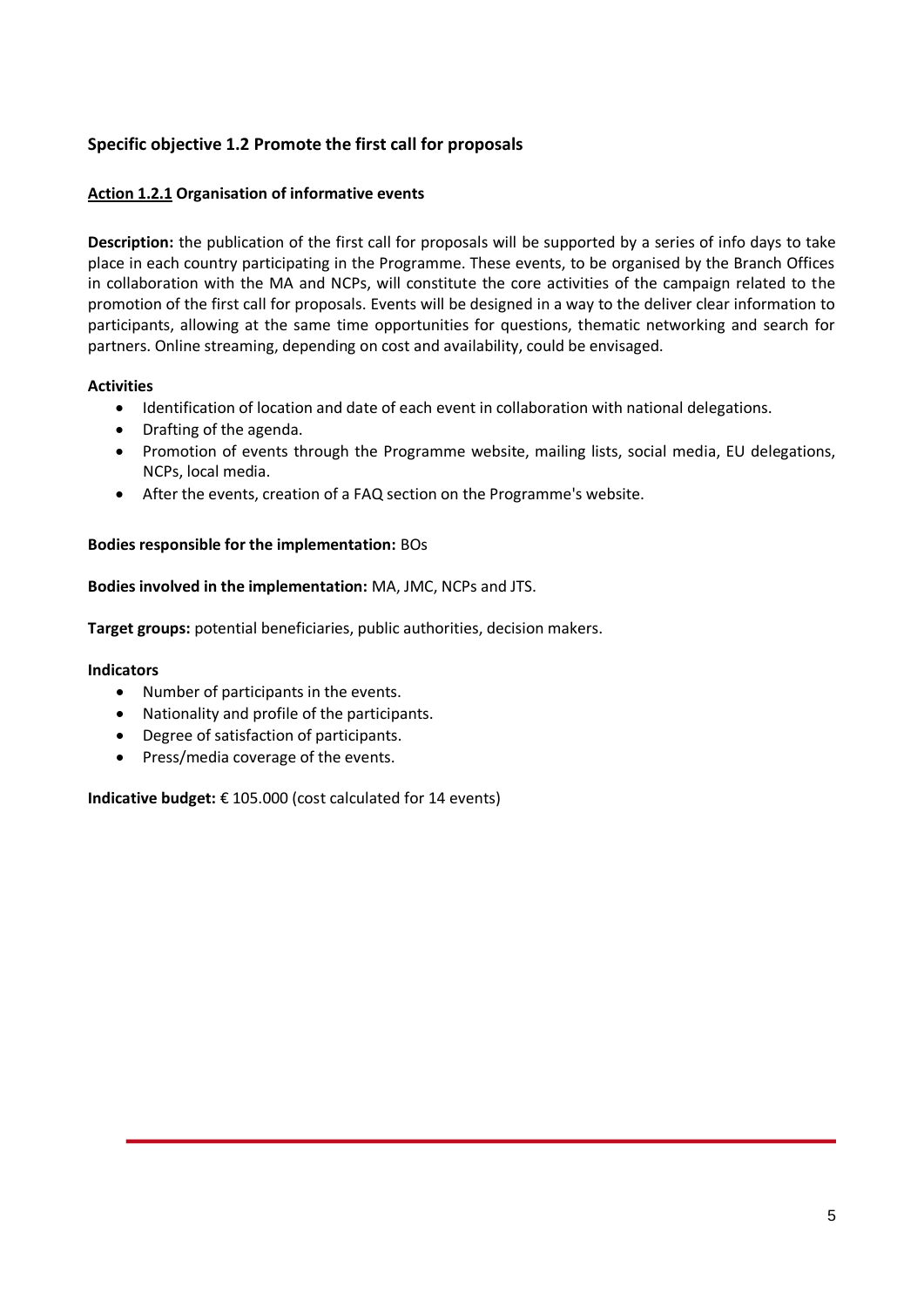### Specific objective 1.2 Promote the first call for proposals

**Action 1.2.1 Organisation of informative events**

**Description:** the publication of the first call for proposals will be supported by a series of info days to take place in each country participating in the Programme. These events, to be organised by the Branch Offices in collaboration with the MA and NCPs, will constitute the core activities of the campaign related to the promotion of the first call for proposals. Events will be designed in a way to the deliver clear information to participants, allowing at the same time opportunities for questions, thematic networking and search for partners. Online streaming, depending on cost and availability, could be envisaged.

**Activities**

- Identification of location and date of each event in collaboration with national delegations.
- Drafting of the agenda.
- Promotion of events through the Programme website, mailing lists, social media, EU delegations, NCPs, local media.
- After the events, creation of a FAQ section on the Programme's website.

**Bodies responsible for the implementation:** BOs

**Bodies involved in the implementation:** MA, JMC, NCPs and JTS.

**Target groups:** potential beneficiaries, public authorities, decision makers.

**Indicators**

- Number of participants in the events.
- Nationality and profile of the participants.
- Degree of satisfaction of participants.
- Press/media coverage of the events.

**Indicative budget:** € 105.000 (cost calculated for 14 events)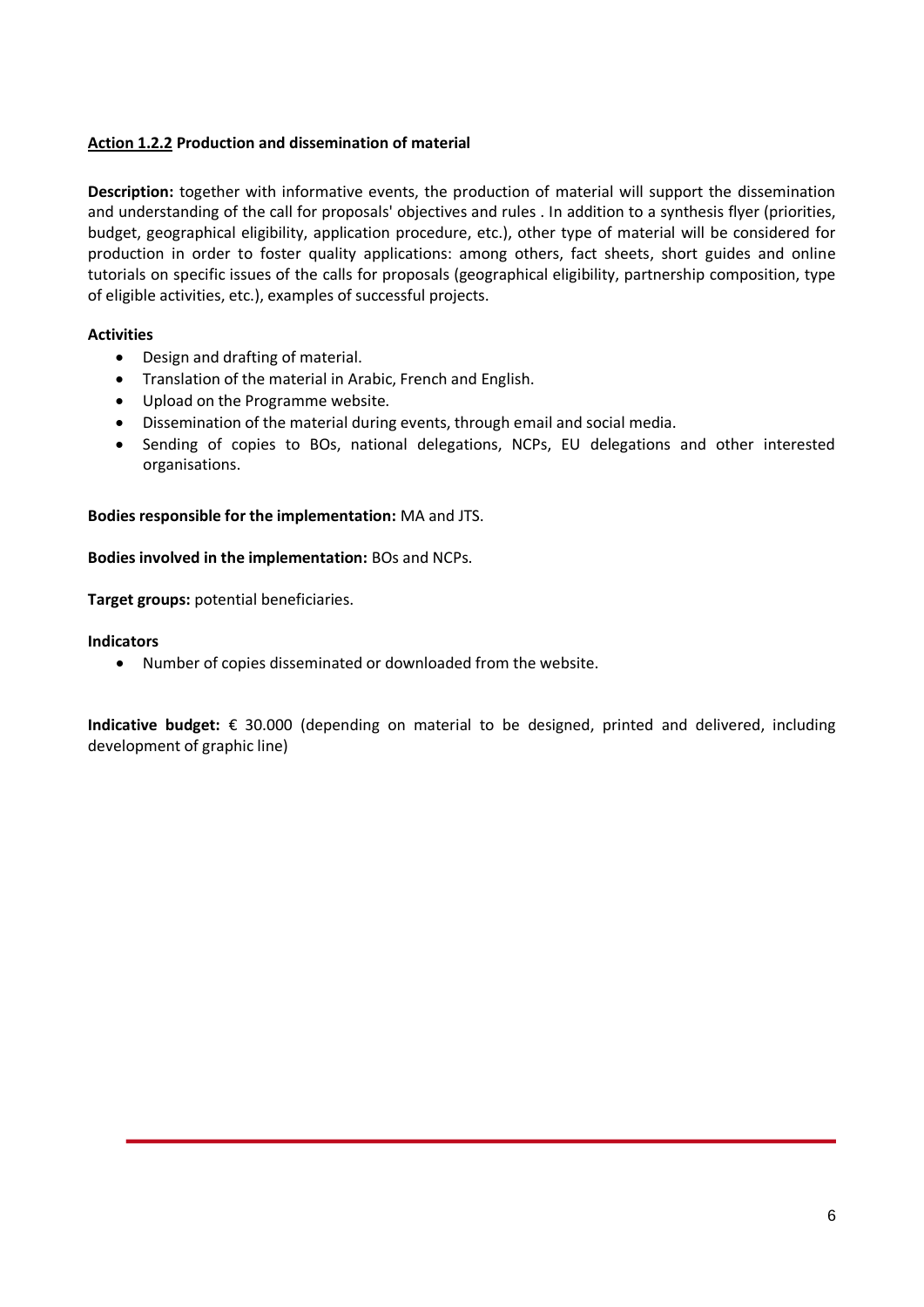**Action 1.2.2 Production and dissemination of material**

**Description:** together with informative events, the production of material will support the dissemination and understanding of the call for proposals' objectives and rules . In addition to a synthesis flyer (priorities, budget, geographical eligibility, application procedure, etc.), other type of material will be considered for production in order to foster quality applications: among others, fact sheets, short guides and online tutorials on specific issues of the calls for proposals (geographical eligibility, partnership composition, type of eligible activities, etc.), examples of successful projects.

**Activities**

- Design and drafting of material.
- Translation of the material in Arabic, French and English.
- Upload on the Programme website.
- Dissemination of the material during events, through email and social media.
- Sending of copies to BOs, national delegations, NCPs, EU delegations and other interested organisations.

**Bodies responsible for the implementation:** MA and JTS.

**Bodies involved in the implementation:** BOs and NCPs.

**Target groups:** potential beneficiaries.

**Indicators**

- Number of copies disseminated or downloaded from the website.

**Indicative budget:** € 30.000 (depending on material to be designed, printed and delivered, including development of graphic line)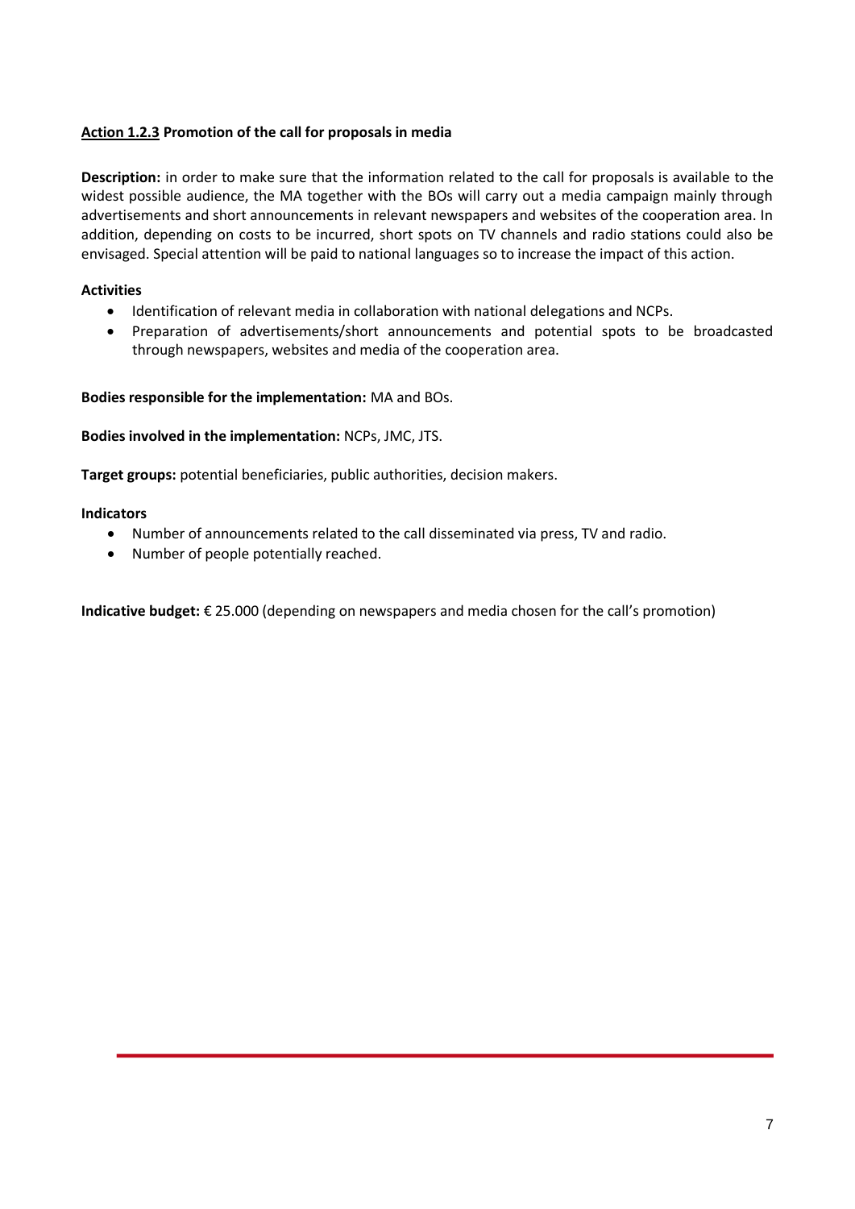### <u>Action 1.2.3</u> Promotion of the call for proposals in media

**Description:** in order to make sure that the information related to the call for proposals is available to the widest possible audience, the MA together with the BOs will carry out a media campaign mainly through advertisements and short announcements in relevant newspapers and websites of the cooperation area. In addition, depending on costs to be incurred, short spots on TV channels and radio stations could also be envisaged. Special attention will be paid to national languages so to increase the impact of this action.

**Activities**

- Identification of relevant media in collaboration with national delegations and NCPs.
- Preparation of advertisements/short announcements and potential spots to be broadcasted through newspapers, websites and media of the cooperation area.

**Bodies responsible for the implementation:** MA and BOs.

**Bodies involved in the implementation:** NCPs, JMC, JTS.

**Target groups:** potential beneficiaries, public authorities, decision makers.

**Indicators**

- Number of announcements related to the call disseminated via press, TV and radio.
- Number of people potentially reached.

**Indicative budget:** € 25.000 (depending on newspapers and media chosen for the call's promotion)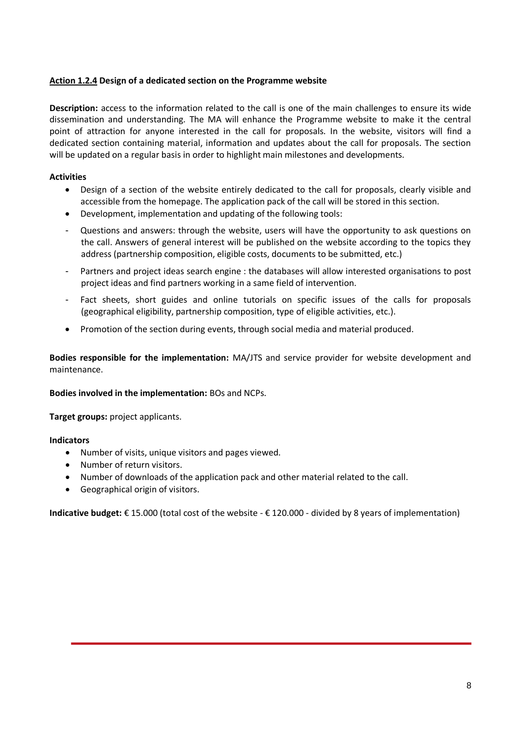**<u>Action 1.2.4</u> Design of a dedicated section on the Programme website**

**Description:** access to the information related to the call is one of the main challenges to ensure its wide dissemination and understanding. The MA will enhance the Programme website to make it the central point of attraction for anyone interested in the call for proposals. In the website, visitors will find a dedicated section containing material, information and updates about the call for proposals. The section will be updated on a regular basis in order to highlight main milestones and developments.

**Activities**

- Design of a section of the website entirely dedicated to the call for proposals, clearly visible and accessible from the homepage. The application pack of the call will be stored in this section.
- Development, implementation and updating of the following tools:
  - Questions and answers: through the website, users will have the opportunity to ask questions on the call. Answers of general interest will be published on the website according to the topics they address (partnership composition, eligible costs, documents to be submitted, etc.)
  - Partners and project ideas search engine : the databases will allow interested organisations to post project ideas and find partners working in a same field of intervention.
  - Fact sheets, short guides and online tutorials on specific issues of the calls for proposals (geographical eligibility, partnership composition, type of eligible activities, etc.).
- Promotion of the section during events, through social media and material produced.

**Bodies responsible for the implementation:** MA/JTS and service provider for website development and maintenance.

**Bodies involved in the implementation:** BOs and NCPs.

**Target groups:** project applicants.

**Indicators**

- Number of visits, unique visitors and pages viewed.
- Number of return visitors.
- Number of downloads of the application pack and other material related to the call.
- Geographical origin of visitors.

**Indicative budget:** € 15.000 (total cost of the website - € 120.000 - divided by 8 years of implementation)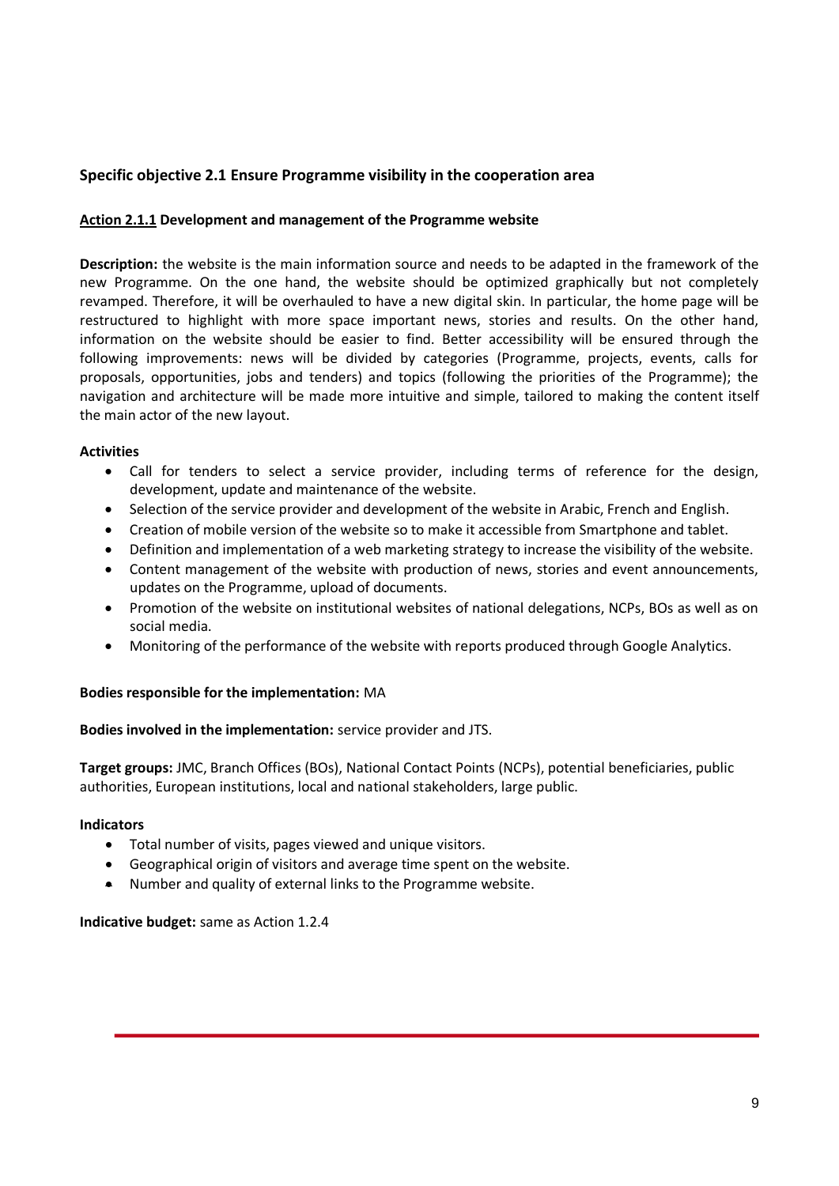### Specific objective 2.1 Ensure Programme visibility in the cooperation area

**Action 2.1.1 Development and management of the Programme website**

**Description:** the website is the main information source and needs to be adapted in the framework of the new Programme. On the one hand, the website should be optimized graphically but not completely revamped. Therefore, it will be overhauled to have a new digital skin. In particular, the home page will be restructured to highlight with more space important news, stories and results. On the other hand, information on the website should be easier to find. Better accessibility will be ensured through the following improvements: news will be divided by categories (Programme, projects, events, calls for proposals, opportunities, jobs and tenders) and topics (following the priorities of the Programme); the navigation and architecture will be made more intuitive and simple, tailored to making the content itself the main actor of the new layout.

**Activities**

- Call for tenders to select a service provider, including terms of reference for the design, development, update and maintenance of the website.
- Selection of the service provider and development of the website in Arabic, French and English.
- Creation of mobile version of the website so to make it accessible from Smartphone and tablet.
- Definition and implementation of a web marketing strategy to increase the visibility of the website.
- Content management of the website with production of news, stories and event announcements, updates on the Programme, upload of documents.
- Promotion of the website on institutional websites of national delegations, NCPs, BOs as well as on social media.
- Monitoring of the performance of the website with reports produced through Google Analytics.

**Bodies responsible for the implementation:** MA

**Bodies involved in the implementation:** service provider and JTS.

**Target groups:** JMC, Branch Offices (BOs), National Contact Points (NCPs), potential beneficiaries, public authorities, European institutions, local and national stakeholders, large public.

**Indicators**

- Total number of visits, pages viewed and unique visitors.
- Geographical origin of visitors and average time spent on the website.
- Number and quality of external links to the Programme website.

**Indicative budget:** same as Action 1.2.4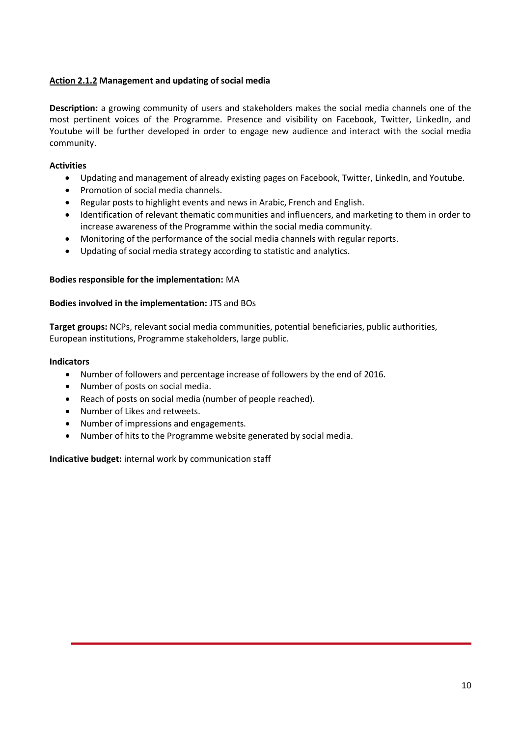**<u>Action 2.1.2</u> Management and updating of social media**

**Description:** a growing community of users and stakeholders makes the social media channels one of the most pertinent voices of the Programme. Presence and visibility on Facebook, Twitter, LinkedIn, and Youtube will be further developed in order to engage new audience and interact with the social media community.

**Activities**

- Updating and management of already existing pages on Facebook, Twitter, LinkedIn, and Youtube.
- Promotion of social media channels.
- Regular posts to highlight events and news in Arabic, French and English.
- Identification of relevant thematic communities and influencers, and marketing to them in order to increase awareness of the Programme within the social media community.
- Monitoring of the performance of the social media channels with regular reports.
- Updating of social media strategy according to statistic and analytics.

**Bodies responsible for the implementation:** MA

**Bodies involved in the implementation:** JTS and BOs

**Target groups:** NCPs, relevant social media communities, potential beneficiaries, public authorities, European institutions, Programme stakeholders, large public.

**Indicators**

- Number of followers and percentage increase of followers by the end of 2016.
- Number of posts on social media.
- Reach of posts on social media (number of people reached).
- Number of Likes and retweets.
- Number of impressions and engagements.
- Number of hits to the Programme website generated by social media.

**Indicative budget:** internal work by communication staff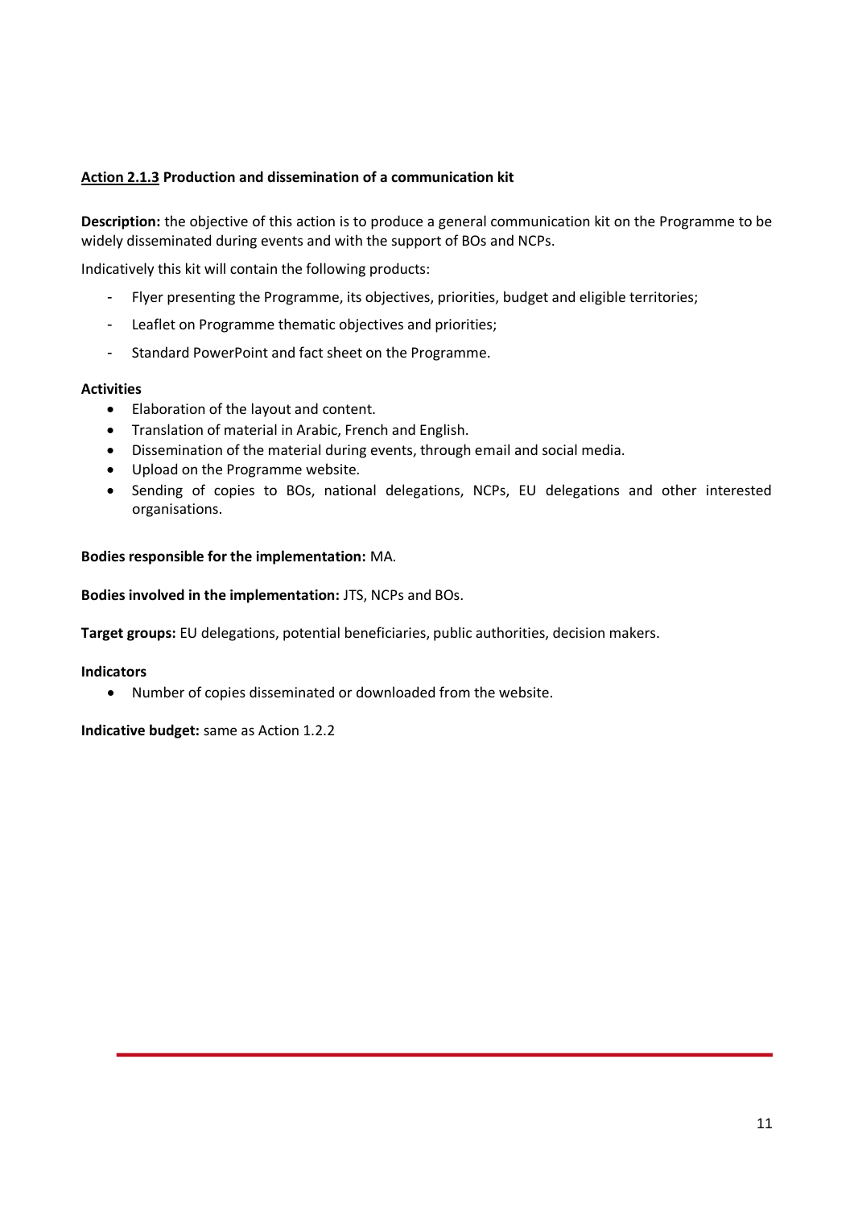**<u>Action 2.1.3</u> Production and dissemination of a communication kit**

**Description:** the objective of this action is to produce a general communication kit on the Programme to be widely disseminated during events and with the support of BOs and NCPs.

Indicatively this kit will contain the following products:

- Flyer presenting the Programme, its objectives, priorities, budget and eligible territories;
- Leaflet on Programme thematic objectives and priorities;
- Standard PowerPoint and fact sheet on the Programme.

**Activities**

- Elaboration of the layout and content.
- Translation of material in Arabic, French and English.
- Dissemination of the material during events, through email and social media.
- Upload on the Programme website.
- Sending of copies to BOs, national delegations, NCPs, EU delegations and other interested organisations.

**Bodies responsible for the implementation:** MA.

**Bodies involved in the implementation:** JTS, NCPs and BOs.

**Target groups:** EU delegations, potential beneficiaries, public authorities, decision makers.

**Indicators**

- Number of copies disseminated or downloaded from the website.

**Indicative budget:** same as Action 1.2.2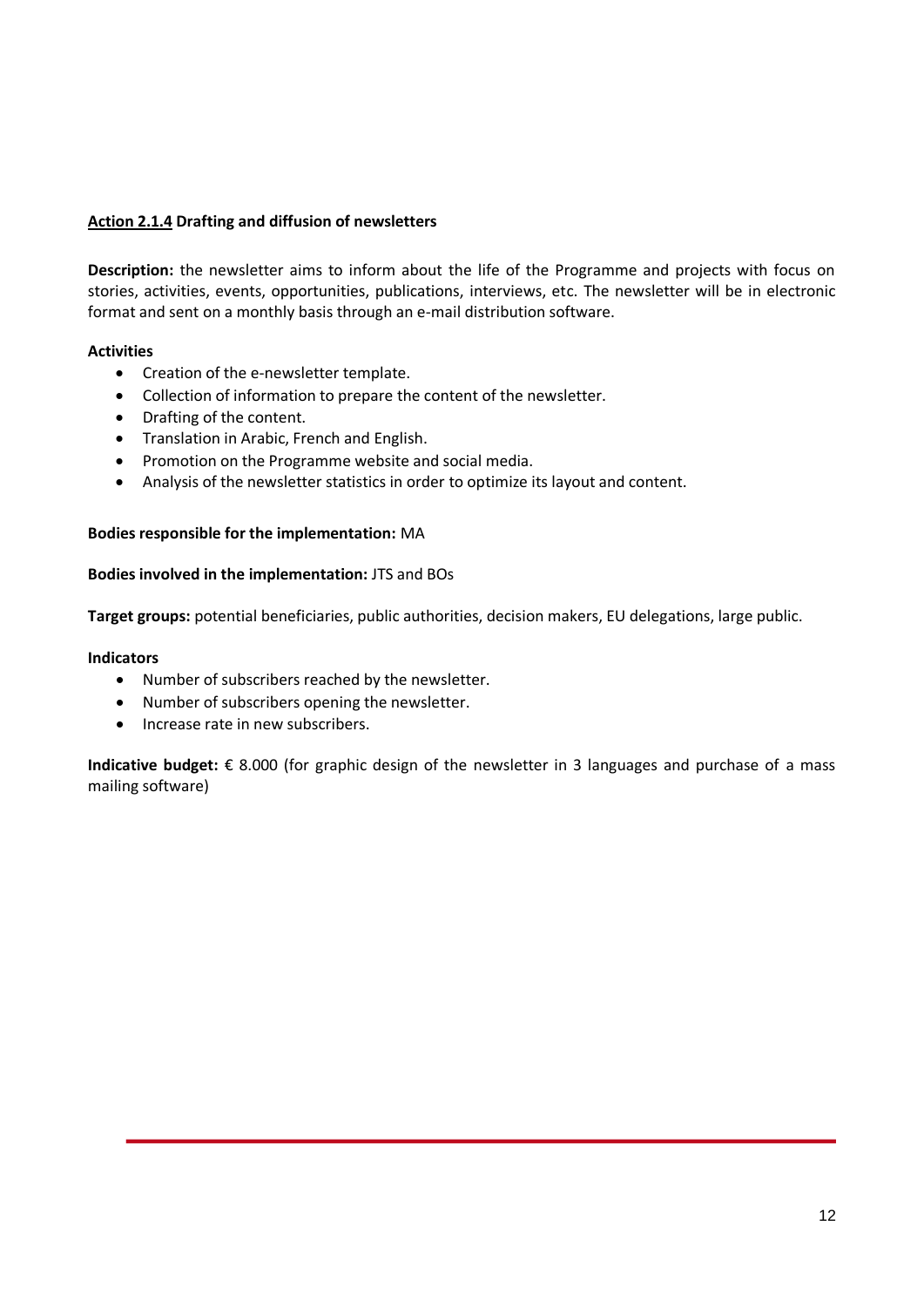**Action 2.1.4 Drafting and diffusion of newsletters**

**Description:** the newsletter aims to inform about the life of the Programme and projects with focus on stories, activities, events, opportunities, publications, interviews, etc. The newsletter will be in electronic format and sent on a monthly basis through an e-mail distribution software.

**Activities**

- Creation of the e-newsletter template.
- Collection of information to prepare the content of the newsletter.
- Drafting of the content.
- Translation in Arabic, French and English.
- Promotion on the Programme website and social media.
- Analysis of the newsletter statistics in order to optimize its layout and content.

**Bodies responsible for the implementation:** MA

**Bodies involved in the implementation:** JTS and BOs

**Target groups:** potential beneficiaries, public authorities, decision makers, EU delegations, large public.

**Indicators**

- Number of subscribers reached by the newsletter.
- Number of subscribers opening the newsletter.
- Increase rate in new subscribers.

**Indicative budget:** € 8.000 (for graphic design of the newsletter in 3 languages and purchase of a mass mailing software)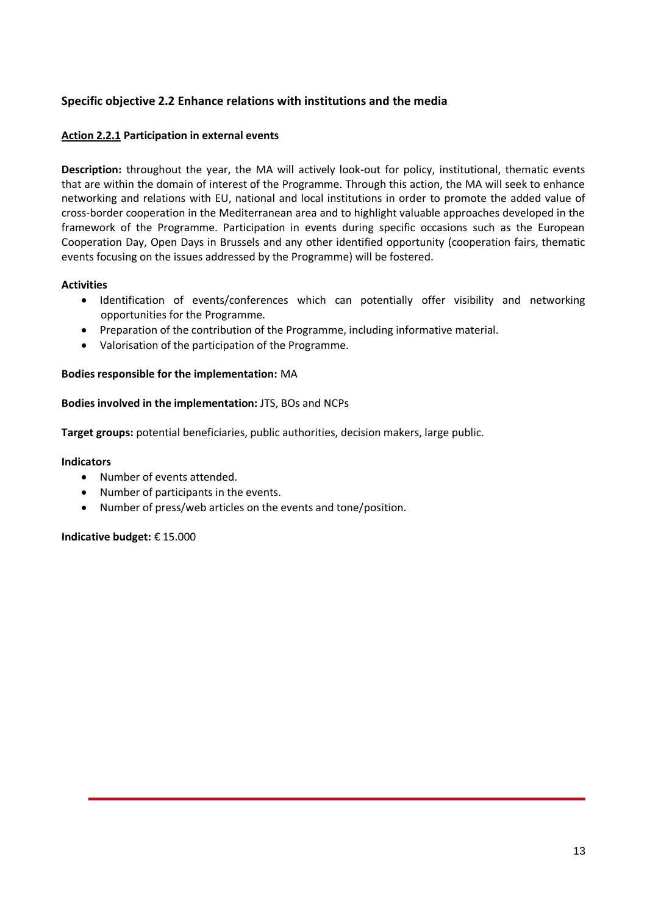### Specific objective 2.2 Enhance relations with institutions and the media

**Action 2.2.1 Participation in external events**

**Description:** throughout the year, the MA will actively look-out for policy, institutional, thematic events that are within the domain of interest of the Programme. Through this action, the MA will seek to enhance networking and relations with EU, national and local institutions in order to promote the added value of cross-border cooperation in the Mediterranean area and to highlight valuable approaches developed in the framework of the Programme. Participation in events during specific occasions such as the European Cooperation Day, Open Days in Brussels and any other identified opportunity (cooperation fairs, thematic events focusing on the issues addressed by the Programme) will be fostered.

**Activities**

- Identification of events/conferences which can potentially offer visibility and networking opportunities for the Programme.
- Preparation of the contribution of the Programme, including informative material.
- Valorisation of the participation of the Programme.

**Bodies responsible for the implementation:** MA

**Bodies involved in the implementation:** JTS, BOs and NCPs

**Target groups:** potential beneficiaries, public authorities, decision makers, large public.

**Indicators**

- Number of events attended.
- Number of participants in the events.
- Number of press/web articles on the events and tone/position.

**Indicative budget:** € 15.000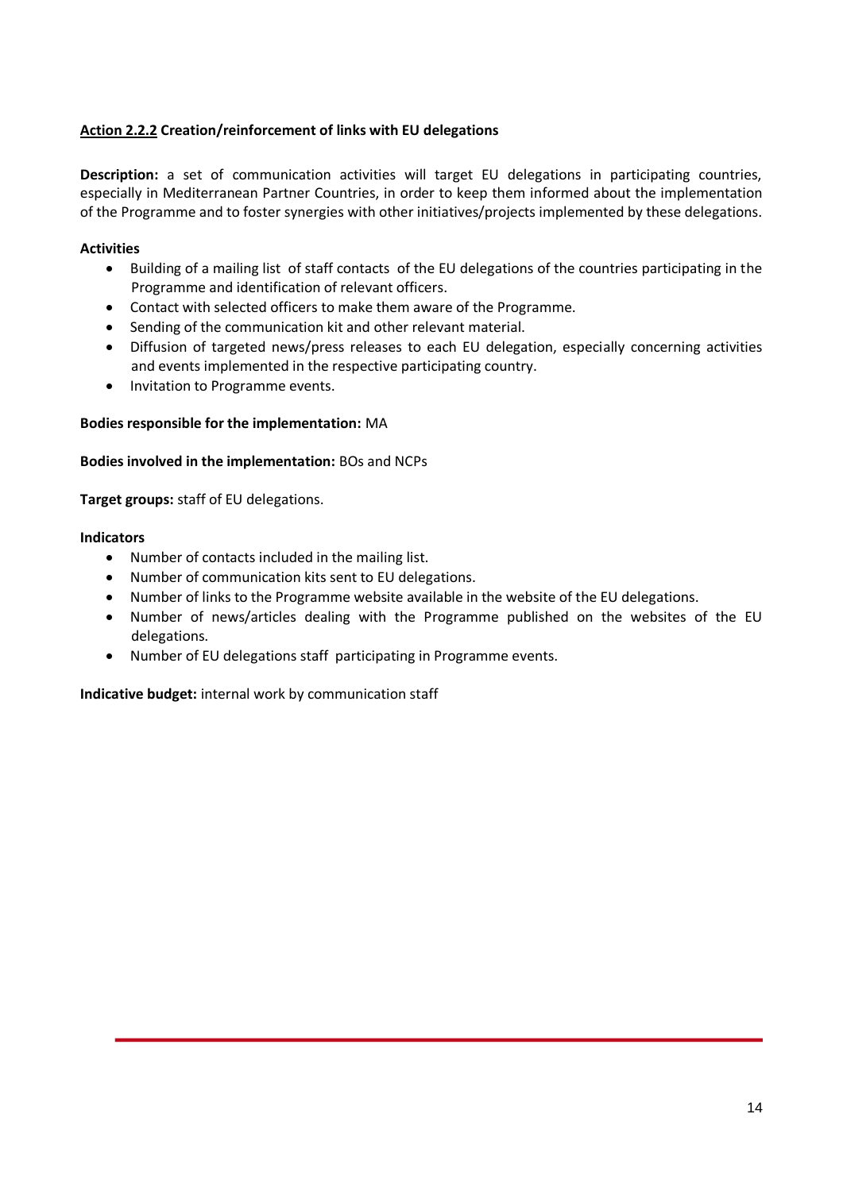**<u>Action 2.2.2</u> Creation/reinforcement of links with EU delegations**

**Description:** a set of communication activities will target EU delegations in participating countries, especially in Mediterranean Partner Countries, in order to keep them informed about the implementation of the Programme and to foster synergies with other initiatives/projects implemented by these delegations.

**Activities**

- Building of a mailing list of staff contacts of the EU delegations of the countries participating in the Programme and identification of relevant officers.
- Contact with selected officers to make them aware of the Programme.
- Sending of the communication kit and other relevant material.
- Diffusion of targeted news/press releases to each EU delegation, especially concerning activities and events implemented in the respective participating country.
- Invitation to Programme events.

**Bodies responsible for the implementation:** MA

**Bodies involved in the implementation:** BOs and NCPs

**Target groups:** staff of EU delegations.

**Indicators**

- Number of contacts included in the mailing list.
- Number of communication kits sent to EU delegations.
- Number of links to the Programme website available in the website of the EU delegations.
- Number of news/articles dealing with the Programme published on the websites of the EU delegations.
- Number of EU delegations staff participating in Programme events.

**Indicative budget:** internal work by communication staff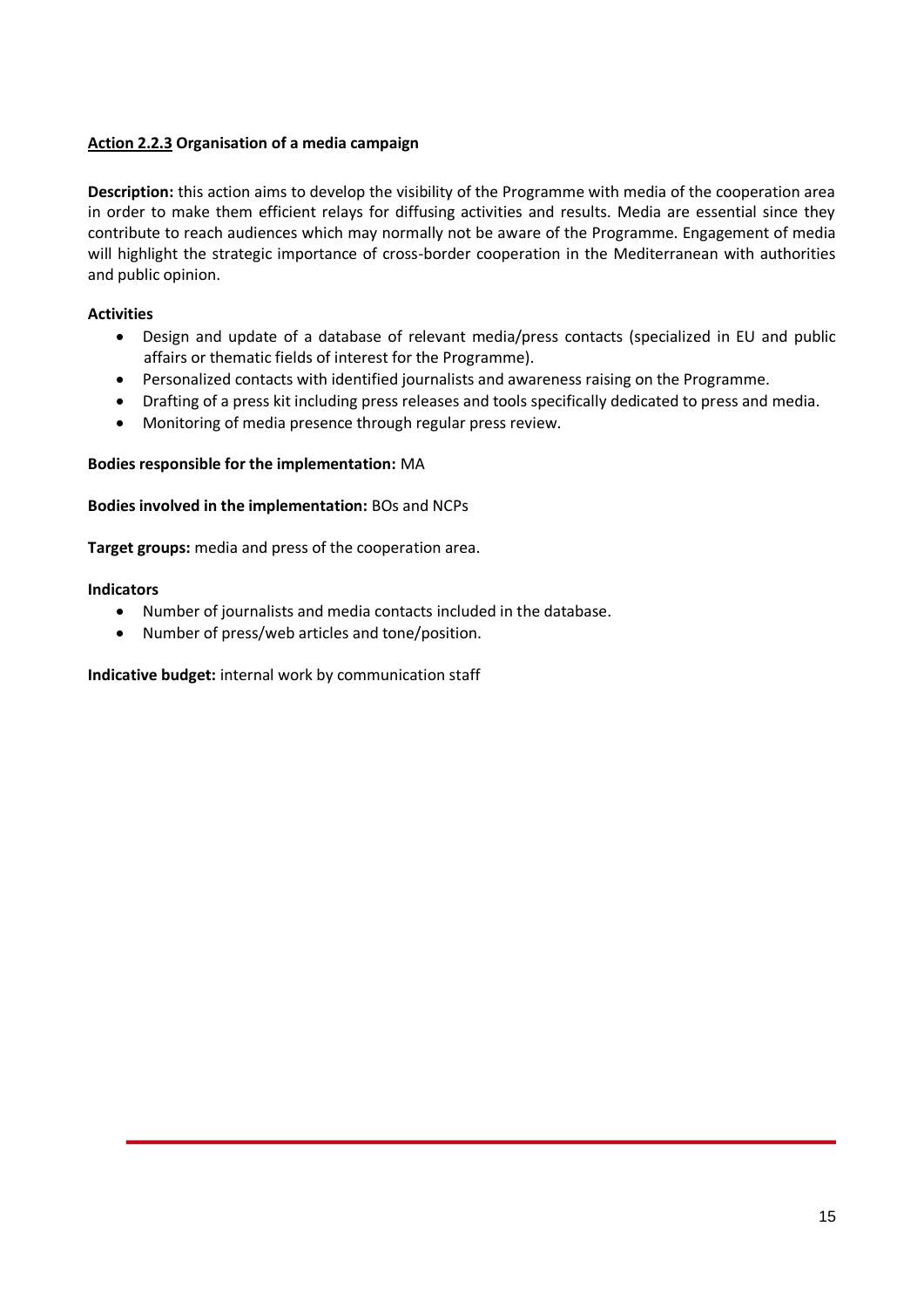**Action 2.2.3 Organisation of a media campaign**

**Description:** this action aims to develop the visibility of the Programme with media of the cooperation area in order to make them efficient relays for diffusing activities and results. Media are essential since they contribute to reach audiences which may normally not be aware of the Programme. Engagement of media will highlight the strategic importance of cross-border cooperation in the Mediterranean with authorities and public opinion.

**Activities**

- Design and update of a database of relevant media/press contacts (specialized in EU and public affairs or thematic fields of interest for the Programme).
- Personalized contacts with identified journalists and awareness raising on the Programme.
- Drafting of a press kit including press releases and tools specifically dedicated to press and media.
- Monitoring of media presence through regular press review.

**Bodies responsible for the implementation:** MA

**Bodies involved in the implementation:** BOs and NCPs

**Target groups:** media and press of the cooperation area.

**Indicators**

- Number of journalists and media contacts included in the database.
- Number of press/web articles and tone/position.

**Indicative budget:** internal work by communication staff